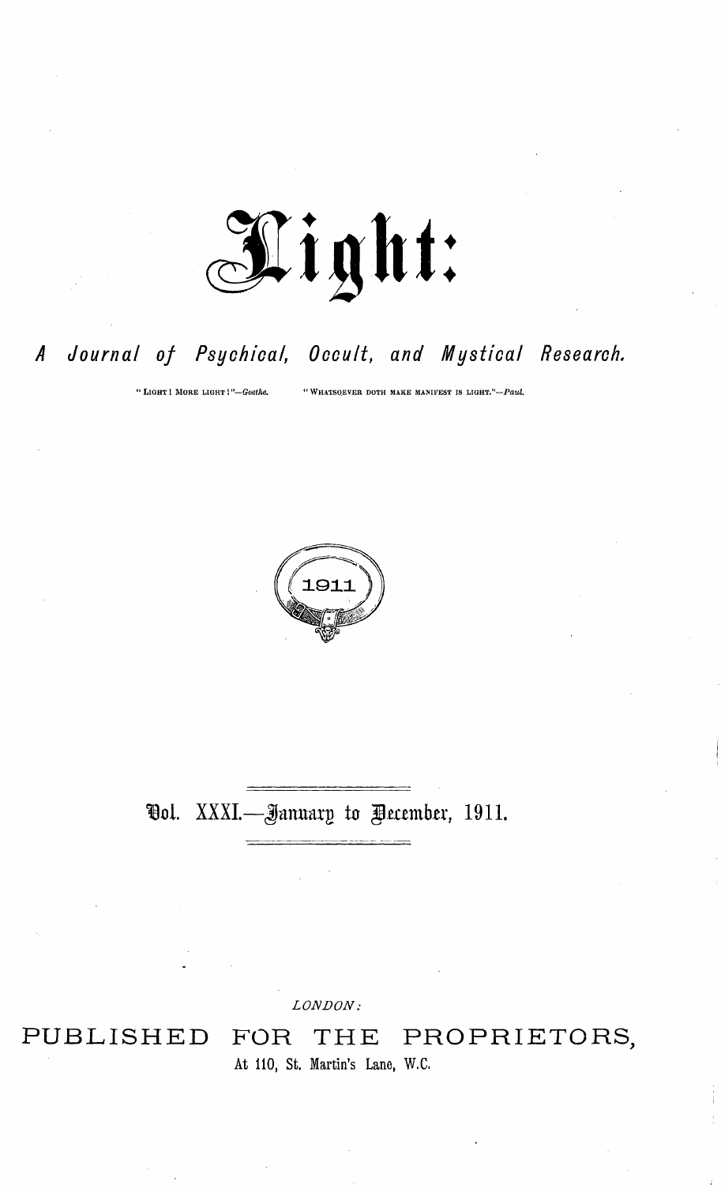# Light:

## *A Journal of Psychical, Occult, and Mystical Research.*

"LIGHT! MORE LIGHT!"—*Goethe.* "WHATSOEVER DOTH MAKE MANIFEST IS LIGHT."—*Paul.*

1911

### Vol. XXXI.—January to December, 1911.

*LONDON:*

PUBLISHED FOR THE PROPRIETORS,

At 110, St. Martin's Lane, W.C.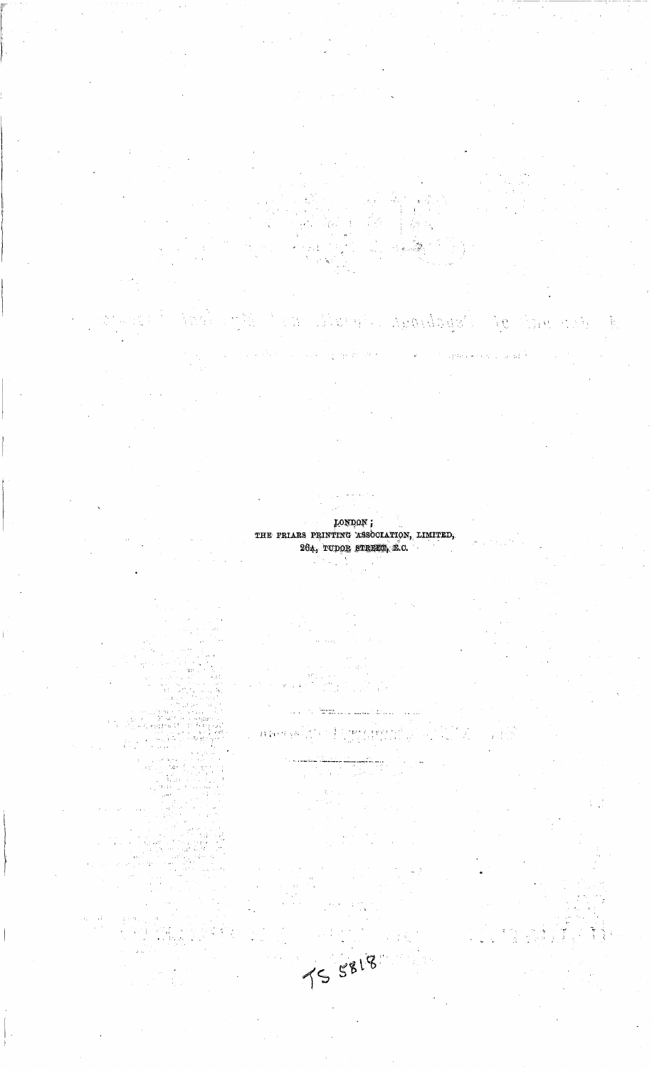LONDON:
THE FRIARS PRINTING ASSOCIATION, LIMITED,
26A, TUDOR STREET, E.C.

TS 5818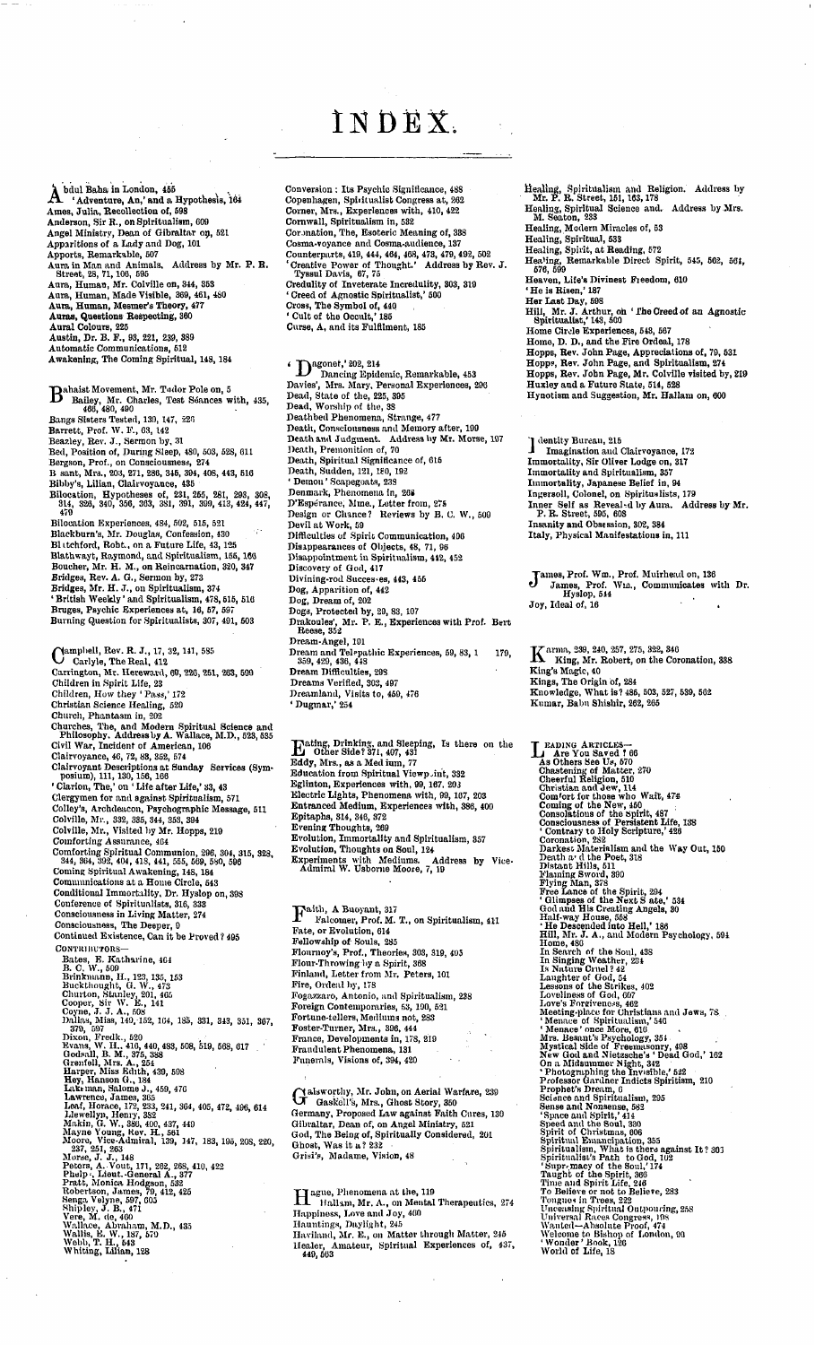# INDEX.

Abdul Baha in London, 455
'Adventure, An,' and a Hypothesis, 164
Ames, Julia, Recollection of, 598
Anderson, Sir R., on Spiritualism, 609
Angel Ministry, Dean of Gibraltar on, 521
Apparitions of a Lady and Dog, 101
Apports, Remarkable, 507
Aura in Man and Animals. Address by Mr. P. R. Street, 28, 71, 106, 595
Aura, Human, Mr. Colville on, 344, 353
Aura, Human, Made Visible, 369, 461, 480
Aura, Human, Mesmer's Theory, 477
Auras, Questions Respecting, 360
Aural Colours, 225
Austin, Dr. B. F., 93, 221, 239, 389
Automatic Communications, 512
Awakening, The Coming Spiritual, 148, 184

Bahaist Movement, Mr. Tudor Pole on, 5
Bailey, Mr. Charles, Test Séances with, 435, 466, 480, 490
Bangs Sisters Tested, 130, 147, 226
Barrett, Prof. W. F., 63, 142
Beazley, Rev. J., Sermon by, 31
Bed, Position of, During Sleep, 480, 503, 528, 611
Bergson, Prof., on Consciousness, 274
B sant, Mrs., 203, 271, 286, 345, 394, 408, 443, 516
Bibby's, Lilian, Clairvoyance, 435
Bilocation, Hypotheses of, 231, 265, 281, 293, 308, 314, 326, 340, 356, 363, 381, 391, 399, 413, 424, 447, 470
Bilocation Experiences, 484, 502, 515, 521
Blackburn's, Mr. Douglas, Confession, 430
Bl tchford, Robt., on a Future Life, 43, 125
Blathwayt, Raymond, and Spiritualism, 155, 166
Boucher, Mr. H. M., on Reincarnation, 320, 347
Bridges, Rev. A. G., Sermon by, 273
Bridges, Mr. H. J., on Spiritualism, 374
'British Weekly' and Spiritualism, 478, 515, 516
Bruges, Psychic Experiences at, 16, 57, 597
Burning Question for Spiritualists, 307, 491, 503

Campbell, Rev. R. J., 17, 32, 141, 585
Carlyle, The Real, 412
Carrington, Mr. Hereward, 60, 226, 251, 263, 599
Children in Spirit Life, 23
Children, How they 'Pass,' 172
Christian Science Healing, 520
Church, Phantasm in, 202
Churches, The, and Modern Spiritual Science and Philosophy. Address by A. Wallace, M.D., 523, 535
Civil War, Incident of American, 106
Clairvoyance, 46, 72, 83, 352, 574
Clairvoyant Descriptions at Sunday Services (Symposium), 111, 130, 156, 166
'Clarion, The,' on 'Life after Life,' 33, 43
Clergymen for and against Spiritualism, 571
Colley's, Archdeacon, Psychographic Message, 511
Colville, Mr., 332, 335, 344, 353, 394
Colville, Mr., Visited by Mr. Hopps, 219
Comforting Assurance, 464
Comforting Spiritual Communion, 296, 304, 315, 323, 344, 364, 392, 404, 418, 441, 555, 569, 580, 596
Coming Spiritual Awakening, 148, 184
Communications at a Home Circle, 543
Conditional Immortality, Dr. Hyslop on, 398
Conference of Spiritualists, 316, 333
Consciousness in Living Matter, 274
Consciousness, The Deeper, 0
Continued Existence, Can it be Proved? 495
CONTRIBUTORS—
- Bates, E. Katharine, 464
- B. C. W., 509
- Brinkmann, H., 123, 135, 153
- Buckthought, G. W., 473
- Churton, Stanley, 201, 465
- Cooper, Sir W. E., 141
- Coyne, J. J. A., 608
- Dallas, Miss, 149, 152, 164, 185, 331, 343, 351, 367, 370, 597
- Dixon, Fredk., 520
- Evans, W. H., 410, 440, 483, 508, 519, 568, 617
- Godsall, B. M., 375, 388
- Grenfell, Mrs. A., 254
- Harper, Miss Edith, 439, 508
- Hey, Hanson G., 184
- Lakeman, Salome J., 459, 476
- Lawrence, James, 365
- Leaf, Horace, 172, 233, 241, 364, 405, 472, 496, 614
- Llewellyn, Henry, 382
- Makin, G. W., 380, 400, 437, 449
- Mayne Young, Rev. H., 561
- Moore, Vice-Admiral, 139, 147, 183, 195, 208, 220, 237, 251, 263
- Morse, J. J., 148
- Peters, A. Vout, 171, 262, 268, 410, 422
- Phelps, Lieut.-General A., 377
- Pratt, Monica Hodgson, 532
- Robertson, James, 79, 412, 425
- Senga Velyne, 597, 605
- Shipley, J. B., 471
- Vere, M. de, 460
- Wallace, Abraham, M.D., 435
- Wallis, E. W., 187, 579
- Webb, T. H., 543
- Whiting, Lilian, 128

Conversion: Its Psychic Significance, 488
Copenhagen, Spiritualist Congress at, 362
Corner, Mrs., Experiences with, 410, 422
Cornwall, Spiritualism in, 532
Cor nation, The, Esoteric Meaning of, 388
Cosmo-voyance and Cosmo-audience, 137
Counterparts, 419, 444, 464, 468, 473, 479, 492, 502
'Creative Power of Thought.' Address by Rev. J. Tyssul Davis, 67, 75
Credulity of Inveterate Incredulity, 303, 319
'Creed of Agnostic Spiritualist,' 500
Cross, The Symbol of, 440
'Cult of the Occult,' 185
Curse, A, and its Fulfilment, 185

'Dagonet,' 202, 214
Dancing Epidemic, Remarkable, 453
Davies', Mrs. Mary, Personal Experiences, 206
Dead, State of the, 225, 395
Dead, Worship of the, 38
Deathbed Phenomena, Strange, 477
Death, Consciousness and Memory after, 199
Death and Judgment. Address by Mr. Morse, 197
Death, Premonition of, 70
Death, Spiritual Significance of, 616
Death, Sudden, 121, 180, 192
'Demon' Scapegoats, 238
Denmark, Phenomena in, 268
D'Espérance, Mme., Letter from, 278
Design or Chance? Reviews by B. C. W., 500
Devil at Work, 59
Difficulties of Spirit Communication, 406
Disappearances of Objects, 48, 71, 96
Disappointment in Spiritualism, 442, 452
Discovery of God, 417
Divining-rod Successes, 443, 455
Dog, Apparition of, 442
Dog, Dream of, 202
Dogs, Protected by, 20, 83, 107
Drakoules', Mr. P. E., Experiences with Prof. Bert Reese, 352
Dream-Angel, 101
Dream and Telepathic Experiences, 59, 83, 1 179, 359, 429, 436, 448
Dream Difficulties, 298
Dreams Verified, 302, 497
Dreamland, Visits to, 459, 476
'Dugmar,' 254

Eating, Drinking, and Sleeping, Is there on the Other Side? 371, 407, 431
Eddy, Mrs., as a Medium, 77
Education from Spiritual Viewp int, 332
Eglinton, Experiences with, 99, 167, 203
Electric Lights, Phenomena with, 99, 107, 203
Entranced Medium, Experiences with, 386, 400
Epitaphs, 314, 346, 372
Evening Thoughts, 269
Evolution, Immortality and Spiritualism, 357
Evolution, Thoughts on Soul, 124
Experiments with Mediums. Address by Vice-Admiral W. Usborne Moore, 7, 19

Faith, A Buoyant, 317
Falconer, Prof. M. T., on Spiritualism, 411
Fate, or Evolution, 614
Fellowship of Souls, 285
Flournoy's, Prof., Theories, 303, 319, 405
Flour-Throwing by a Spirit, 368
Finland, Letter from Mr. Peters, 101
Fire, Ordeal by, 178
Fogazzaro, Antonio, and Spiritualism, 238
Foreign Contemporaries, 53, 190, 531
Fortune-tellers, Mediums not, 283
Foster-Turner, Mrs., 396, 444
France, Developments in, 178, 319
Fraudulent Phenomena, 131
Funerals, Visions of, 394, 420

Galsworthy, Mr. John, on Aerial Warfare, 239
Gaskell's, Mrs., Ghost Story, 350
Germany, Proposed Law against Faith Cures, 130
Gibraltar, Dean of, on Angel Ministry, 521
God, The Being of, Spiritually Considered, 201
Ghost, Was it a? 232
Grisi's, Madame, Vision, 48

Hague, Phenomena at the, 119
Hallam, Mr. A., on Mental Therapeutics, 274
Happiness, Love and Joy, 460
Hauntings, Daylight, 245
Haviland, Mr. E., on Matter through Matter, 245
Healer, Amateur, Spiritual Experiences of, 437, 449, 503
Healing, Spiritualism and Religion. Address by Mr. P. R. Street, 151, 163, 178
Healing, Spiritual Science and. Address by Mrs. M. Seaton, 233
Healing, Modern Miracles of, 53
Healing, Spiritual, 533
Healing, Spirit, at Reading, 572
Healing, Remarkable Direct Spirit, 545, 562, 564, 576, 599
Heaven, Life's Divinest Freedom, 610
'He is Risen,' 187
Her Last Day, 598
Hill, Mr. J. Arthur, on 'The Creed of an Agnostic Spiritualist,' 143, 500
Home Circle Experiences, 543, 567
Home, D. D., and the Fire Ordeal, 178
Hopps, Rev. John Page, Appreciations of, 79, 531
Hopps, Rev. John Page, and Spiritualism, 274
Hopps, Rev. John Page, Mr. Colville visited by, 219
Huxley and a Future State, 514, 528
Hynotism and Suggestion, Mr. Hallam on, 600

Identity Bureau, 215
Imagination and Clairvoyance, 173
Immortality, Sir Oliver Lodge on, 317
Immortality and Spiritualism, 357
Immortality, Japanese Belief in, 94
Ingersoll, Colonel, on Spiritualists, 179
Inner Self as Reveal d by Aura. Address by Mr. P. R. Street, 595, 608
Insanity and Obsession, 302, 384
Italy, Physical Manifestations in, 111

James, Prof. Wm., Prof. Muirhead on, 136
James, Prof. Wm., Communicates with Dr. Hyslop, 544
Joy, Ideal of, 16

Karma, 239, 240, 257, 275, 322, 346
King, Mr. Robert, on the Coronation, 338
King's Magic, 40
Kings, The Origin of, 284
Knowledge, What is? 486, 503, 527, 539, 562
Kumar, Babu Shishir, 262, 265

LEADING ARTICLES—
- Are You Saved? 66
- As Others See Us, 570
- Chastening of Matter, 270
- Cheerful Religion, 510
- Christian and Jew, 114
- Comfort for those who Wait, 478
- Coming of the New, 450
- Consolations of the Spirit, 487
- Consciousness of Persistent Life, 138
- 'Contrary to Holy Scripture,' 426
- Coronation, 282
- Darkest Materialism and the Way Out, 150
- Death and the Poet, 318
- Distant Hills, 511
- Flaming Sword, 390
- Flying Man, 378
- Free Lance of the Spirit, 294
- 'Glimpses of the Next State,' 534
- God and His Creating Angels, 30
- Half-way House, 558
- 'He Descended into Hell,' 186
- Hill, Mr. J. A., and Modern Psychology, 594
- Home, 486
- In Search of the Soul, 438
- In Singing Weather, 234
- Is Nature Cruel? 42
- Laughter of God, 54
- Lessons of the Strikes, 402
- Loveliness of God, 607
- Love's Forgiveness, 462
- Meeting-place for Christians and Jews, 78
- 'Menace of Spiritualism,' 546
- 'Menace' once More, 619
- Mrs. Besant's Psychology, 354
- Mystical Side of Freemasonry, 498
- New God and Nietzsche's 'Dead God,' 162
- On a Midsummer Night, 342
- 'Photographing the Invisible,' 522
- Professor Gardiner Indicts Spiritism, 210
- Prophet's Dream, 0
- Science and Spiritualism, 295
- Sense and Nonsense, 582
- 'Space and Spirit,' 414
- Speed and the Soul, 330
- Spirit of Christmas, 606
- Spiritual Emancipation, 355
- Spiritualism, What is there against It? 303
- Spiritualist's Path to God, 102
- 'Supremacy of the Soul,' 174
- Taught of the Spirit, 366
- Time and Spirit Life, 246
- To Believe or not to Believe, 283
- Tongues in Trees, 222
- Unceasing Spiritual Outpouring, 258
- Universal Races Congress, 198
- Wanted—Absolute Proof, 474
- Welcome to Bishop of London, 90
- 'Wonder' Book, 126
- World of Life, 18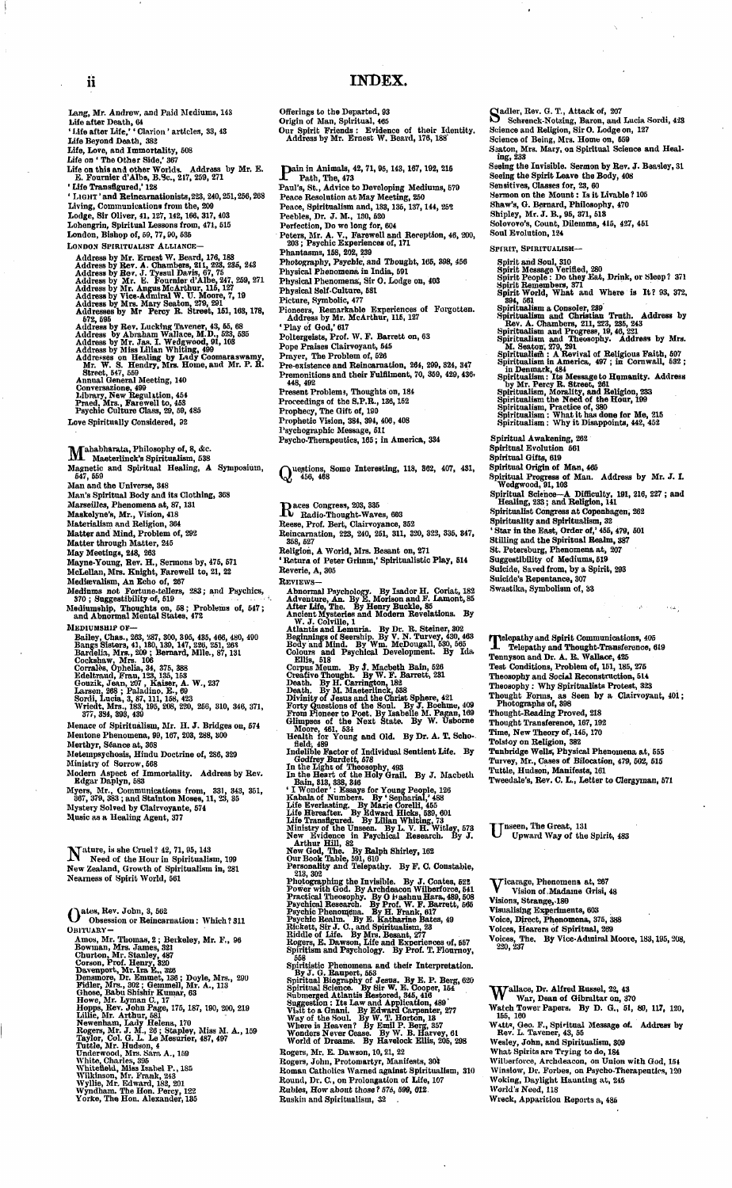Lang, Mr. Andrew, and Paid Mediums, 143
Life after Death, 64
'Life after Life,' 'Clarion' articles, 33, 43
Life Beyond Death, 382
Life, Love, and Immortality, 508
Life on 'The Other Side,' 367
Life on this and other Worlds. Address by Mr. E. E. Fournier d'Albe, B.Sc., 247, 259, 271
'Life Transfigured,' 128
'LIGHT' and Reincarnationists, 223, 240, 251, 256, 268
Living, Communications from the, 209
Lodge, Sir Oliver, 41, 127, 142, 166, 317, 403
Lohengrin, Spiritual Lessons from, 471, 515
London, Bishop of, 59, 77, 90, 585

LONDON SPIRITUALIST ALLIANCE—
- Address by Mr. Ernest W. Beard, 176, 188
- Address by Rev. A. Chambers, 211, 223, 235, 243
- Address by Rev. J. Tyssul Davis, 67, 75
- Address by Mr. E. Fournier d'Albe, 247, 259, 271
- Address by Mr. Angus McArthur, 115, 127
- Address by Vice-Admiral W. U. Moore, 7, 19
- Address by Mrs. Mary Seaton, 279, 291
- Addresses by Mr. Percy R. Street, 151, 163, 178, 572, 595
- Address by Rev. Lucking Tavener, 43, 55, 68
- Address by Abraham Wallace, M.D., 523, 535
- Address by Mr. Jas. I. Wedgwood, 91, 103
- Address by Miss Lilian Whiting, 499
- Addresses on Healing by Lady Coomaraswamy, Mr. W. S. Hendry, Mrs. Home, and Mr. P. R. Street, 547, 559
- Annual General Meeting, 140
- Conversazione, 490
- Library, New Regulation, 454
- Praed, Mrs., Farewell to, 453
- Psychic Culture Class, 29, 59, 485

Love Spiritually Considered, 32

Mahabharata, Philosophy of, 8, &c.
Maeterlinck's Spiritualism, 538
Magnetic and Spiritual Healing, A Symposium, 547, 559
Man and the Universe, 348
Man's Spiritual Body and its Clothing, 368
Marseilles, Phenomena at, 87, 131
Maskelyne's, Mr., Vision, 418
Materialism and Religion, 364
Matter and Mind, Problem of, 292
Matter through Matter, 245
May Meetings, 248, 263
Mayne-Young, Rev. H., Sermons by, 475, 571
McLellan, Mrs. Knight, Farewell to, 21, 22
Mediævalism, An Echo of, 267
Mediums not Fortune-tellers, 283; and Psychics, 370; Suggestibility of, 519
Mediumship, Thoughts on, 58; Problems of, 547; and Abnormal Mental States, 472

MEDIUMSHIP OF—
- Bailey, Chas., 263, 287, 300, 305, 435, 466, 480, 490
- Bangs Sisters, 41, 180, 139, 147, 226, 251, 263
- Bardelia, Mrs., 209; Bernard, Mlle., 87, 131
- Cockshaw, Mrs. 106
- Corrales, Ophelia, 34, 375, 388
- Edelbrand, Fran, 123, 135, 153
- Gouzik, Jean, 207; Kaiser, A. W., 237
- Larsen, 268; Paladino, E., 69
- Sordi, Lucia, 3, 87, 111, 158, 423
- Wriedt, Mrs., 183, 195, 208, 220, 256, 310, 346, 371, 377, 384, 393, 430

Menace of Spiritualism, Mr. H. J. Bridges on, 574
Mentone Phenomena, 99, 167, 203, 288, 300
Merthyr, Séance at, 368
Metempsychosis, Hindu Doctrine of, 286, 329
Ministry of Sorrow, 568
Modern Aspect of Immortality. Address by Rev. Edgar Daplyn, 563
Myers, Mr., Communications from, 331, 343, 351, 367, 379, 383; and Stainton Moses, 11, 23, 35
Mystery Solved by Clairvoyante, 574
Music as a Healing Agent, 377

Nature, is she Cruel? 42, 71, 95, 143
Need of the Hour in Spiritualism, 199
New Zealand, Growth of Spiritualism in, 281
Nearness of Spirit World, 561

Oates, Rev. John, 3, 502
Obsession or Reincarnation: Which? 311

OBITUARY—
- Amos, Mr. Thomas, 2; Berkeley, Mr. F., 96
- Bowman, Mrs. James, 321
- Churton, Mr. Stanley, 487
- Corson, Prof. Henry, 320
- Davenport, Mr. Ira E., 13
- Densmore, Dr. Emmet, 136; Doyle, Mrs., 290
- Fidler, Mrs., 302; Gemmell, Mr. A., 113
- Ghose, Babu Shishir Kumar, 63
- Howe, Mr. Lyman C., 17
- Hopps, Rev. John Page, 175, 187, 190, 200, 219
- Lillie, Mr. Arthur, 581
- Newenham, Lady Helena, 170
- Rogers, Mr. J. M., 26; Stapley, Miss M. A., 159
- Taylor, Col. G. L. Le Mesurier, 487, 497
- Tuttle, Mr. Hudson, 4
- Underwood, Mrs. Sara A., 159
- White, Charles, 395
- Whitefield, Miss Isabel P., 185
- Wilkinson, Mr. Frank, 243
- Wyllie, Mr. Edward, 182, 201
- Wyndham. The Hon. Percy, 122
- Yorke, The Hon. Alexander, 185

Offerings to the Departed, 93
Origin of Man, Spiritual, 465
Our Spirit Friends: Evidence of their Identity. Address by Mr. Ernest W. Beard, 176, 188

Pain in Animals, 42, 71, 95, 143, 167, 192, 215
Path, The, 473
Paul's, St., Advice to Developing Mediums, 579
Peace Resolution at May Meeting, 250
Peace, Spiritualism and, 133, 135, 137, 144, 252
Peebles, Dr. J. M., 130, 520
Perfection, Do we long for, 604
Peters, Mr. A. V., Farewell and Reception, 46, 200, 203; Psychic Experiences of, 171
Phantasms, 158, 202, 239
Photography, Psychic, and Thought, 165, 398, 456
Physical Phenomena in India, 591
Physical Phenomena, Sir O. Lodge on, 403
Physical Self-Culture, 581
Picture, Symbolic, 477
Pioneers, Remarkable Experiences of Forgotten. Address by Mr. McArthur, 115, 127
'Play of God,' 617
Poltergeists, Prof. W. F. Barrett on, 63
Pope Praises Clairvoyant, 545
Prayer, The Problem of, 526
Pre-existence and Reincarnation, 264, 299, 324, 347
Premonitions and their Fulfilment, 70, 359, 429, 436, 448, 492
Present Problems, Thoughts on, 184
Proceedings of the S.P.R., 138, 152
Prophecy, The Gift of, 190
Prophetic Vision, 384, 394, 406, 408
Psychographic Message, 511
Psycho-Therapeutics, 165; in America, 334

Questions, Some Interesting, 113, 362, 407, 431, 456, 468

Races Congress, 203, 335
Radio-Thought-Waves, 603
Reese, Prof. Bert, Clairvoyance, 352
Reincarnation, 223, 240, 251, 311, 320, 322, 335, 347, 358, 527
Religion, A World, Mrs. Besant on, 271
'Return of Peter Grimm,' Spiritualistic Play, 514
Reverie, A, 305

REVIEWS—
- Abnormal Psychology. By Isador H. Coriat, 182
- Adventure, An. By E. Morison and F. Lamont, 85
- After Life, The. By Henry Buckle, 85
- Ancient Mysteries and Modern Revelations. By W. J. Colville, 1
- Atlantis and Lemuria. By Dr. R. Steiner, 302
- Beginnings of Seership. By V. N. Turvey, 430, 463
- Body and Mind. By Wm. McDougall, 530, 565
- Colours and Psychical Development. By Ida Ellis, 518
- Corpus Meum. By J. Macbeth Bain, 526
- Creative Thought. By W. F. Barrett, 231
- Death. By H. Carrington, 182
- Death. By M. Maeterlinck, 538
- Divinity of Jesus and the Christ Sphere, 421
- Forty Questions of the Soul. By J. Boehme, 409
- From Pioneer to Poet. By Isabelle M. Pagan, 169
- Glimpses of the Next State. By W. Usborne Moore, 461, 534
- Health for Young and Old. By Dr. A. T. Schofield, 489
- Indelible Factor of Individual Sentient Life. By Godfrey Burdett, 578
- In the Light of Theosophy, 493
- In the Heart of the Holy Grail. By J. Macbeth Bain, 313, 338, 346
- 'I Wonder': Essays for Young People, 126
- Kabala of Numbers. By 'Sepharial,' 483
- Life Everlasting. By Marie Corelli, 455
- Life Hereafter. By Edward Hicks, 589, 601
- Life Transfigured. By Lilian Whiting, 73
- Ministry of the Unseen. By L. V. H. Witley, 573
- New Evidence in Psychical Research. By J. Arthur Hill, 82
- New God, The. By Ralph Shirley, 162
- Our Book Table, 591, 610
- Personality and Telepathy. By F. C. Constable, 213, 302
- Photographing the Invisible. By J. Coates, 522
- Power with God. By Archdeacon Wilberforce, 541
- Practical Theosophy. By C. Jinarajadasa, 489, 508
- Psychical Research. By Prof. W. F. Barrett, 566
- Psychic Phenomena. By H. Frank, 617
- Psychic Realm. By E. Katharine Bates, 49
- Rickett, Sir J. C., and Spiritualism, 23
- Riddle of Life. By Mrs. Besant, 277
- Rogers, E. Dawson, Life and Experiences of, 557
- Spiritism and Psychology. By Prof. T. Flournoy, 558
- Spiritistic Phenomena and their Interpretation. By J. G. Raupert, 553
- Spiritual Biography of Jesus. By E. P. Berg, 620
- Spiritual Science. By Sir W. E. Cooper, 154
- Submerged Atlantis Restored, 345, 416
- Suggestion: Its Law and Application, 489
- Visit to a Gnani. By Edward Carpenter, 277
- Way of the Soul. By W. T. Horton, 18
- Where is Heaven? By Emil P. Berg, 357
- Wonders Never Cease. By W. B. Harvey, 61
- World of Dreams. By Havelock Ellis, 205, 208

Rogers, Mr. E. Dawson, 10, 21, 22
Rogers, John, Protomartyr, Manifests, 301
Roman Catholics Warned against Spiritualism, 310
Round, Dr. C., on Prolongation of Life, 107
Rubies, How about those? 575, 599, 612
Ruskin and Spiritualism, 32

Sadler, Rev. G. T., Attack of, 207
Schrenck-Notzing, Baron, and Lucia Sordi, 423
Science and Religion, Sir O. Lodge on, 127
Science of Being, Mrs. Home on, 559
Seaton, Mrs. Mary, on Spiritual Science and Healing, 233
Seeing the Invisible. Sermon by Rev. J. Beasley, 31
Seeing the Spirit Leave the Body, 408
Sensitives, Classes for, 23, 60
Sermon on the Mount: Is it Livable? 105
Shaw's, G. Bernard, Philosophy, 470
Shipley, Mr. J. B., 95, 371, 513
Solovovo's, Count, Dilemma, 415, 427, 451
Soul Evolution, 124

SPIRIT, SPIRITUALISM—
- Spirit and Soul, 310
- Spirit Message Verified, 280
- Spirit People: Do they Eat, Drink, or Sleep? 371
- Spirit Remembers, 371
- Spirit World, What and Where is It? 93, 372, 394, 561
- Spiritualism a Consoler, 299
- Spiritualism and Christian Truth. Address by Rev. A. Chambers, 211, 223, 235, 243
- Spiritualism and Progress, 19, 46, 221
- Spiritualism and Theosophy. Address by Mrs. M. Seaton, 279, 291
- Spiritualism: A Revival of Religious Faith, 507
- Spiritualism in America, 497; in Cornwall, 532; in Denmark, 484
- Spiritualism: Its Message to Humanity. Address by Mr. Percy R. Street, 261
- Spiritualism, Morality, and Religion, 233
- Spiritualism the Need of the Hour, 199
- Spiritualism, Practice of, 380
- Spiritualism: What it has done for Me, 215
- Spiritualism: Why it Disappoints, 442, 452

Spiritual Awakening, 262
Spiritual Evolution 561
Spiritual Gifts, 619
Spiritual Origin of Man, 465
Spiritual Progress of Man. Address by Mr. J. I. Wedgwood, 91, 103
Spiritual Science—A Difficulty, 191, 216, 227; and Healing, 233; and Religion, 141
Spiritualist Congress at Copenhagen, 262
Spirituality and Spiritualism, 32
'Star in the East, Order of,' 455, 479, 501
Stilling and the Spiritual Realm, 387
St. Petersburg, Phenomena at, 207
Suggestibility of Mediums, 519
Suicide, Saved from, by a Spirit, 293
Suicide's Repentance, 307
Swastika, Symbolism of, 33

Telepathy and Spirit Communications, 405
Telepathy and Thought-Transference, 619
Tennyson and Dr. A. R. Wallace, 425
Test Conditions, Problem of, 151, 185, 275
Theosophy and Social Reconstruction, 514
Theosophy: Why Spiritualists Protest, 323
Thought Forms, as Seen by a Clairvoyant, 401; Photographs of, 398
Thought-Reading Proved, 218
Thought Transference, 167, 192
Time, New Theory of, 145, 170
Tolstoy on Religion, 382
Tunbridge Wells, Physical Phenomena at, 555
Turvey, Mr., Cases of Bilocation, 479, 502, 515
Tuttle, Hudson, Manifests, 161
Tweedale's, Rev. C. L., Letter to Clergyman, 571

Unseen, The Great, 131
Upward Way of the Spirit, 483

Vicarage, Phenomena at, 267
Vision of Madame Grisi, 48
Visions, Strange, 189
Visualising Experiments, 603
Voice, Direct, Phenomena, 375, 388
Voices, Hearers of Spiritual, 299
Voices, The. By Vice-Admiral Moore, 183, 195, 208, 220, 237

Wallace, Dr. Alfred Russel, 22, 43
War, Dean of Gibraltar on, 370
Watch Tower Papers. By D. G., 51, 89, 117, 120, 155, 160
Watts, Geo. F., Spiritual Message of. Address by Rev. L. Tavener, 43, 55
Wesley, John, and Spiritualism, 309
What Spirits are Trying to do, 184
Wilberforce, Archdeacon, on Union with God, 154
Winslow, Dr. Forbes, on Psycho-Therapeutics, 120
Woking, Daylight Haunting at, 245
World's Need, 118
Wreck, Apparition Reports a, 485